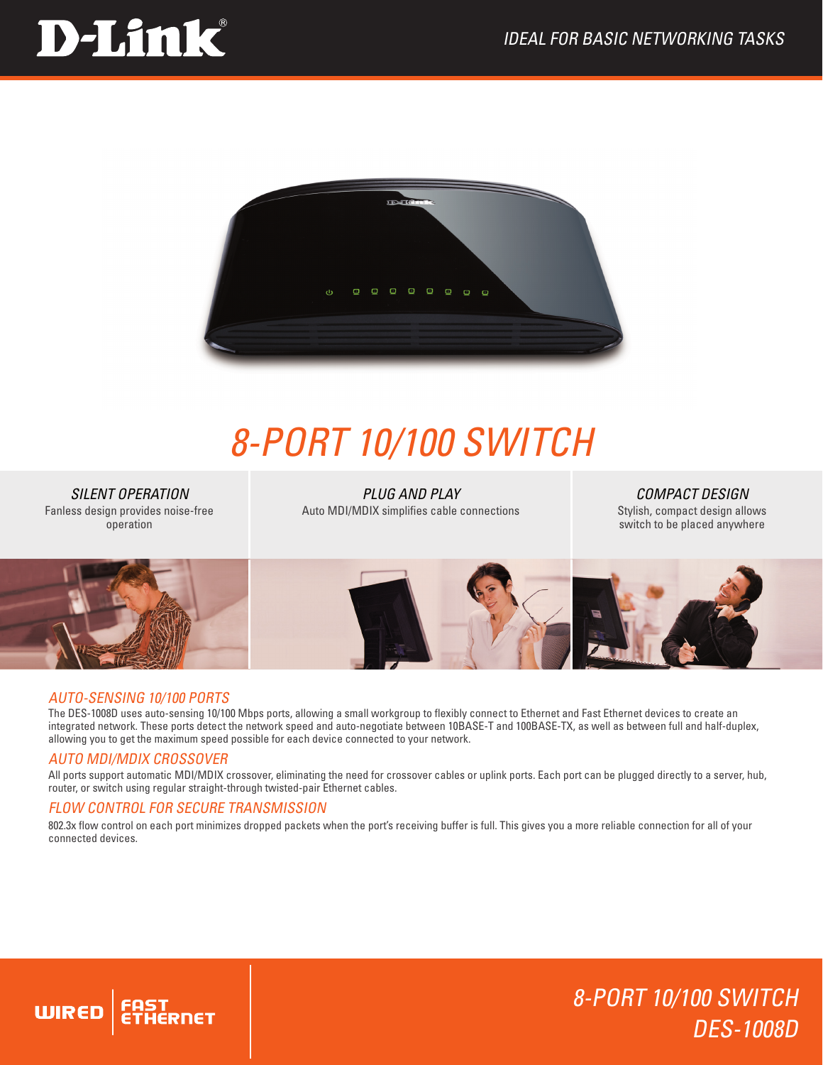D-Link

*IDEAL FOR BASIC NETWORKING TASKS*

# *8-PORT 10/100 SWITCH*

### *SILENT OPERATION*
Fanless design provides noise-free operation

### *PLUG AND PLAY*
Auto MDI/MDIX simplifies cable connections

### *COMPACT DESIGN*
Stylish, compact design allows switch to be placed anywhere

## *AUTO-SENSING 10/100 PORTS*

The DES-1008D uses auto-sensing 10/100 Mbps ports, allowing a small workgroup to flexibly connect to Ethernet and Fast Ethernet devices to create an integrated network. These ports detect the network speed and auto-negotiate between 10BASE-T and 100BASE-TX, as well as between full and half-duplex, allowing you to get the maximum speed possible for each device connected to your network.

## *AUTO MDI/MDIX CROSSOVER*

All ports support automatic MDI/MDIX crossover, eliminating the need for crossover cables or uplink ports. Each port can be plugged directly to a server, hub, router, or switch using regular straight-through twisted-pair Ethernet cables.

## *FLOW CONTROL FOR SECURE TRANSMISSION*

802.3x flow control on each port minimizes dropped packets when the port's receiving buffer is full. This gives you a more reliable connection for all of your connected devices.

WIRED | FAST ETHERNET

*8-PORT 10/100 SWITCH*
*DES-1008D*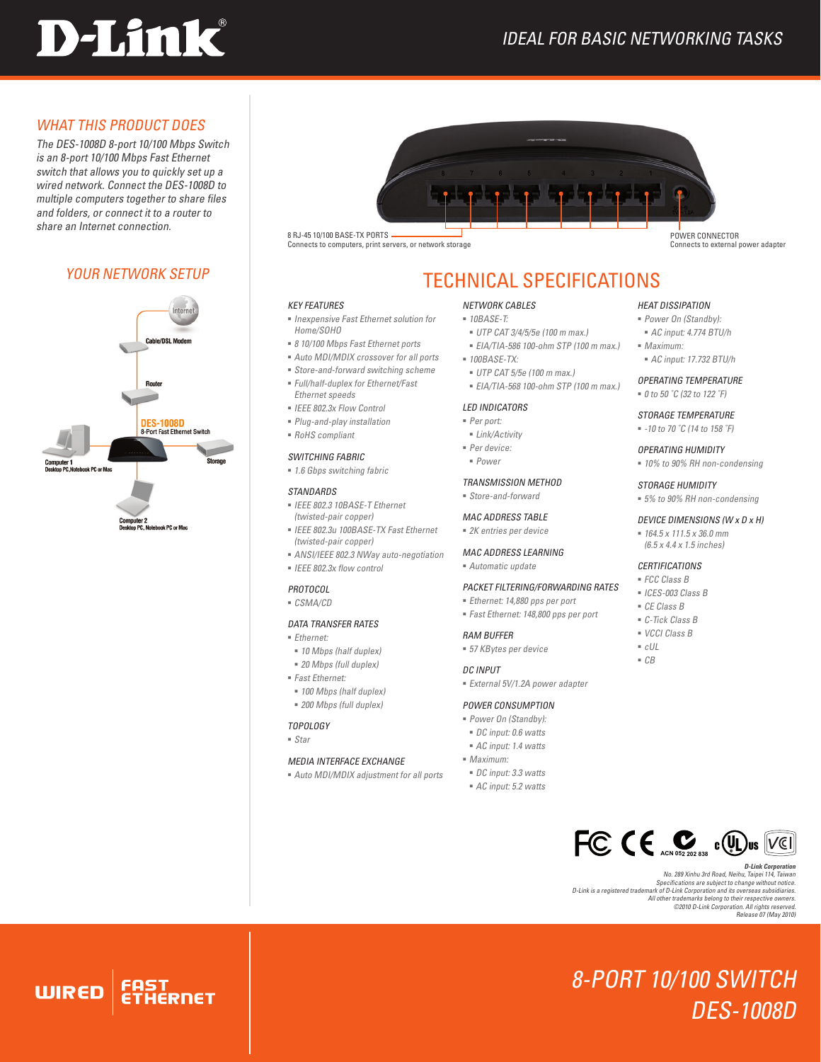D-Link

*IDEAL FOR BASIC NETWORKING TASKS*

## WHAT THIS PRODUCT DOES

*The DES-1008D 8-port 10/100 Mbps Switch is an 8-port 10/100 Mbps Fast Ethernet switch that allows you to quickly set up a wired network. Connect the DES-1008D to multiple computers together to share files and folders, or connect it to a router to share an Internet connection.*

8 RJ-45 10/100 BASE-TX PORTS
Connects to computers, print servers, or network storage

POWER CONNECTOR
Connects to external power adapter

## YOUR NETWORK SETUP

Internet

Cable/DSL Modem

Router

DES-1008D
8-Port Fast Ethernet Switch

Computer 1
Desktop PC,Notebook PC or Mac

Storage

Computer 2
Desktop PC, Notebook PC or Mac

# TECHNICAL SPECIFICATIONS

### KEY FEATURES
- Inexpensive Fast Ethernet solution for Home/SOHO
- 8 10/100 Mbps Fast Ethernet ports
- Auto MDI/MDIX crossover for all ports
- Store-and-forward switching scheme
- Full/half-duplex for Ethernet/Fast Ethernet speeds
- IEEE 802.3x Flow Control
- Plug-and-play installation
- RoHS compliant

### SWITCHING FABRIC
- 1.6 Gbps switching fabric

### STANDARDS
- IEEE 802.3 10BASE-T Ethernet (twisted-pair copper)
- IEEE 802.3u 100BASE-TX Fast Ethernet (twisted-pair copper)
- ANSI/IEEE 802.3 NWay auto-negotiation
- IEEE 802.3x flow control

### PROTOCOL
- CSMA/CD

### DATA TRANSFER RATES
- Ethernet:
  - 10 Mbps (half duplex)
  - 20 Mbps (full duplex)
- Fast Ethernet:
  - 100 Mbps (half duplex)
  - 200 Mbps (full duplex)

### TOPOLOGY
- Star

### MEDIA INTERFACE EXCHANGE
- Auto MDI/MDIX adjustment for all ports

### NETWORK CABLES
- 10BASE-T:
  - UTP CAT 3/4/5/5e (100 m max.)
  - EIA/TIA-586 100-ohm STP (100 m max.)
- 100BASE-TX:
  - UTP CAT 5/5e (100 m max.)
  - EIA/TIA-568 100-ohm STP (100 m max.)

### LED INDICATORS
- Per port:
  - Link/Activity
- Per device:
  - Power

### TRANSMISSION METHOD
- Store-and-forward

### MAC ADDRESS TABLE
- 2K entries per device

### MAC ADDRESS LEARNING
- Automatic update

### PACKET FILTERING/FORWARDING RATES
- Ethernet: 14,880 pps per port
- Fast Ethernet: 148,800 pps per port

### RAM BUFFER
- 57 KBytes per device

### DC INPUT
- External 5V/1.2A power adapter

### POWER CONSUMPTION
- Power On (Standby):
  - DC input: 0.6 watts
  - AC input: 1.4 watts
- Maximum:
  - DC input: 3.3 watts
  - AC input: 5.2 watts

### HEAT DISSIPATION
- Power On (Standby):
  - AC input: 4.774 BTU/h
- Maximum:
  - AC input: 17.732 BTU/h

### OPERATING TEMPERATURE
- 0 to 50 ˚C (32 to 122 ˚F)

### STORAGE TEMPERATURE
- -10 to 70 ˚C (14 to 158 ˚F)

### OPERATING HUMIDITY
- 10% to 90% RH non-condensing

### STORAGE HUMIDITY
- 5% to 90% RH non-condensing

### DEVICE DIMENSIONS (W x D x H)
- 164.5 x 111.5 x 36.0 mm (6.5 x 4.4 x 1.5 inches)

### CERTIFICATIONS
- FCC Class B
- ICES-003 Class B
- CE Class B
- C-Tick Class B
- VCCI Class B
- cUL
- CB

ACN 052 202 838

**D-Link Corporation**
No. 289 Xinhu 3rd Road, Neihu, Taipei 114, Taiwan
Specifications are subject to change without notice.
D-Link is a registered trademark of D-Link Corporation and its overseas subsidiaries.
All other trademarks belong to their respective owners.
©2010 D-Link Corporation. All rights reserved.
Release 07 (May 2010)

WIRED | FAST ETHERNET

*8-PORT 10/100 SWITCH*
*DES-1008D*